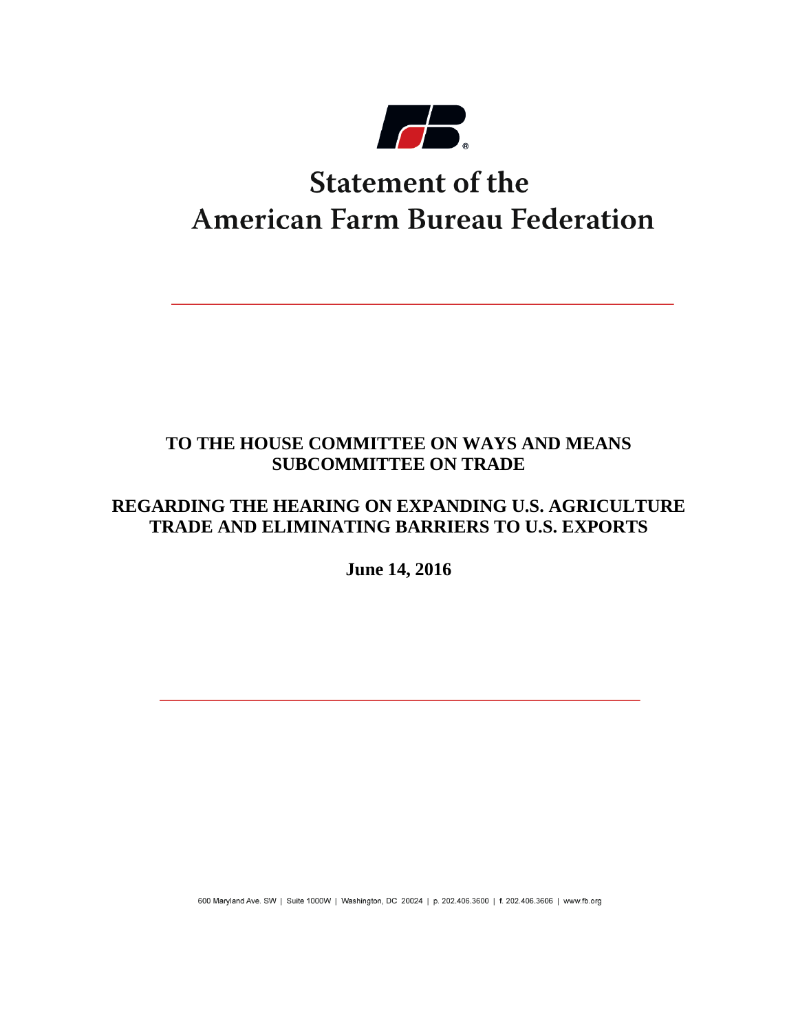# Statement of the American Farm Bureau Federation

**TO THE HOUSE COMMITTEE ON WAYS AND MEANS SUBCOMMITTEE ON TRADE**

**REGARDING THE HEARING ON EXPANDING U.S. AGRICULTURE TRADE AND ELIMINATING BARRIERS TO U.S. EXPORTS**

**June 14, 2016**

600 Maryland Ave. SW | Suite 1000W | Washington, DC 20024 | p. 202.406.3600 | f. 202.406.3606 | www.fb.org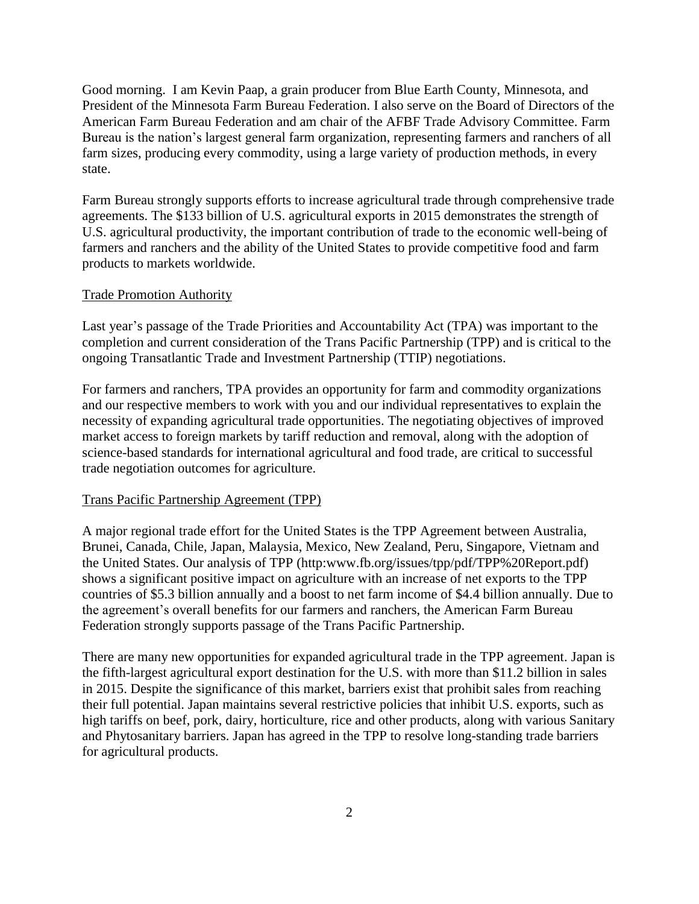Good morning. I am Kevin Paap, a grain producer from Blue Earth County, Minnesota, and President of the Minnesota Farm Bureau Federation. I also serve on the Board of Directors of the American Farm Bureau Federation and am chair of the AFBF Trade Advisory Committee. Farm Bureau is the nation's largest general farm organization, representing farmers and ranchers of all farm sizes, producing every commodity, using a large variety of production methods, in every state.

Farm Bureau strongly supports efforts to increase agricultural trade through comprehensive trade agreements. The $133 billion of U.S. agricultural exports in 2015 demonstrates the strength of U.S. agricultural productivity, the important contribution of trade to the economic well-being of farmers and ranchers and the ability of the United States to provide competitive food and farm products to markets worldwide.

## Trade Promotion Authority

Last year's passage of the Trade Priorities and Accountability Act (TPA) was important to the completion and current consideration of the Trans Pacific Partnership (TPP) and is critical to the ongoing Transatlantic Trade and Investment Partnership (TTIP) negotiations.

For farmers and ranchers, TPA provides an opportunity for farm and commodity organizations and our respective members to work with you and our individual representatives to explain the necessity of expanding agricultural trade opportunities. The negotiating objectives of improved market access to foreign markets by tariff reduction and removal, along with the adoption of science-based standards for international agricultural and food trade, are critical to successful trade negotiation outcomes for agriculture.

## Trans Pacific Partnership Agreement (TPP)

A major regional trade effort for the United States is the TPP Agreement between Australia, Brunei, Canada, Chile, Japan, Malaysia, Mexico, New Zealand, Peru, Singapore, Vietnam and the United States. Our analysis of TPP (http:www.fb.org/issues/tpp/pdf/TPP%20Report.pdf) shows a significant positive impact on agriculture with an increase of net exports to the TPP countries of $5.3 billion annually and a boost to net farm income of $4.4 billion annually. Due to the agreement's overall benefits for our farmers and ranchers, the American Farm Bureau Federation strongly supports passage of the Trans Pacific Partnership.

There are many new opportunities for expanded agricultural trade in the TPP agreement. Japan is the fifth-largest agricultural export destination for the U.S. with more than $11.2 billion in sales in 2015. Despite the significance of this market, barriers exist that prohibit sales from reaching their full potential. Japan maintains several restrictive policies that inhibit U.S. exports, such as high tariffs on beef, pork, dairy, horticulture, rice and other products, along with various Sanitary and Phytosanitary barriers. Japan has agreed in the TPP to resolve long-standing trade barriers for agricultural products.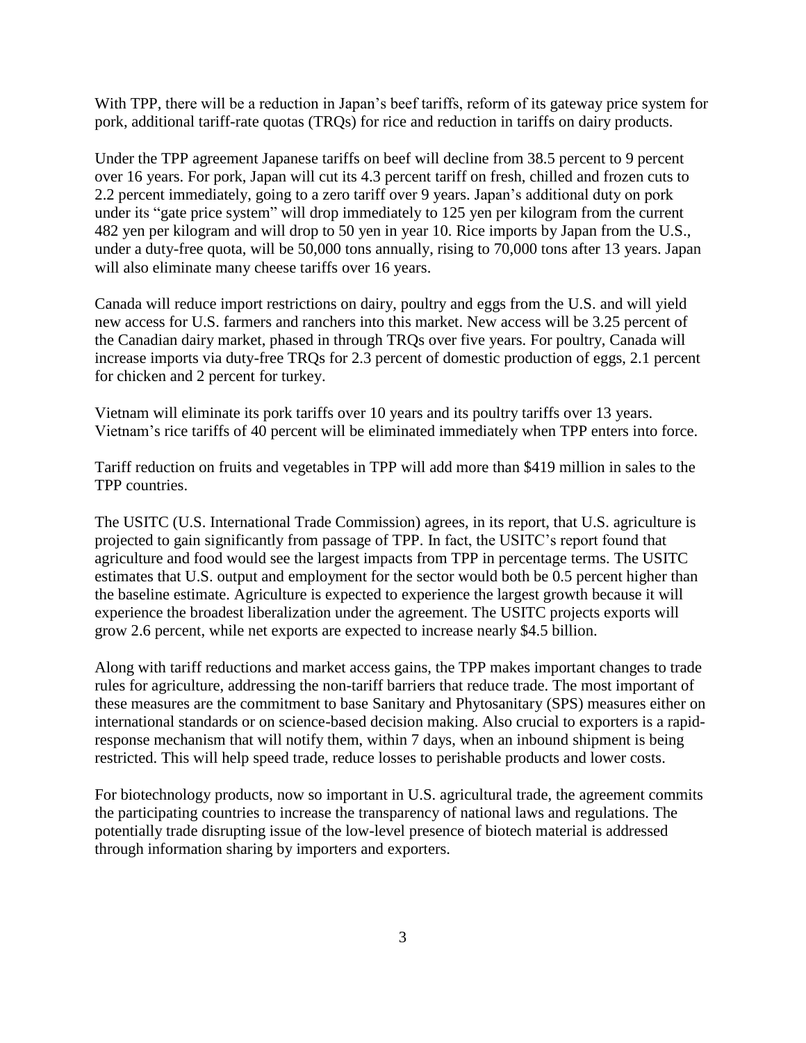With TPP, there will be a reduction in Japan's beef tariffs, reform of its gateway price system for pork, additional tariff-rate quotas (TRQs) for rice and reduction in tariffs on dairy products.

Under the TPP agreement Japanese tariffs on beef will decline from 38.5 percent to 9 percent over 16 years. For pork, Japan will cut its 4.3 percent tariff on fresh, chilled and frozen cuts to 2.2 percent immediately, going to a zero tariff over 9 years. Japan's additional duty on pork under its "gate price system" will drop immediately to 125 yen per kilogram from the current 482 yen per kilogram and will drop to 50 yen in year 10. Rice imports by Japan from the U.S., under a duty-free quota, will be 50,000 tons annually, rising to 70,000 tons after 13 years. Japan will also eliminate many cheese tariffs over 16 years.

Canada will reduce import restrictions on dairy, poultry and eggs from the U.S. and will yield new access for U.S. farmers and ranchers into this market. New access will be 3.25 percent of the Canadian dairy market, phased in through TRQs over five years. For poultry, Canada will increase imports via duty-free TRQs for 2.3 percent of domestic production of eggs, 2.1 percent for chicken and 2 percent for turkey.

Vietnam will eliminate its pork tariffs over 10 years and its poultry tariffs over 13 years. Vietnam's rice tariffs of 40 percent will be eliminated immediately when TPP enters into force.

Tariff reduction on fruits and vegetables in TPP will add more than $419 million in sales to the TPP countries.

The USITC (U.S. International Trade Commission) agrees, in its report, that U.S. agriculture is projected to gain significantly from passage of TPP. In fact, the USITC's report found that agriculture and food would see the largest impacts from TPP in percentage terms. The USITC estimates that U.S. output and employment for the sector would both be 0.5 percent higher than the baseline estimate. Agriculture is expected to experience the largest growth because it will experience the broadest liberalization under the agreement. The USITC projects exports will grow 2.6 percent, while net exports are expected to increase nearly $4.5 billion.

Along with tariff reductions and market access gains, the TPP makes important changes to trade rules for agriculture, addressing the non-tariff barriers that reduce trade. The most important of these measures are the commitment to base Sanitary and Phytosanitary (SPS) measures either on international standards or on science-based decision making. Also crucial to exporters is a rapid-response mechanism that will notify them, within 7 days, when an inbound shipment is being restricted. This will help speed trade, reduce losses to perishable products and lower costs.

For biotechnology products, now so important in U.S. agricultural trade, the agreement commits the participating countries to increase the transparency of national laws and regulations. The potentially trade disrupting issue of the low-level presence of biotech material is addressed through information sharing by importers and exporters.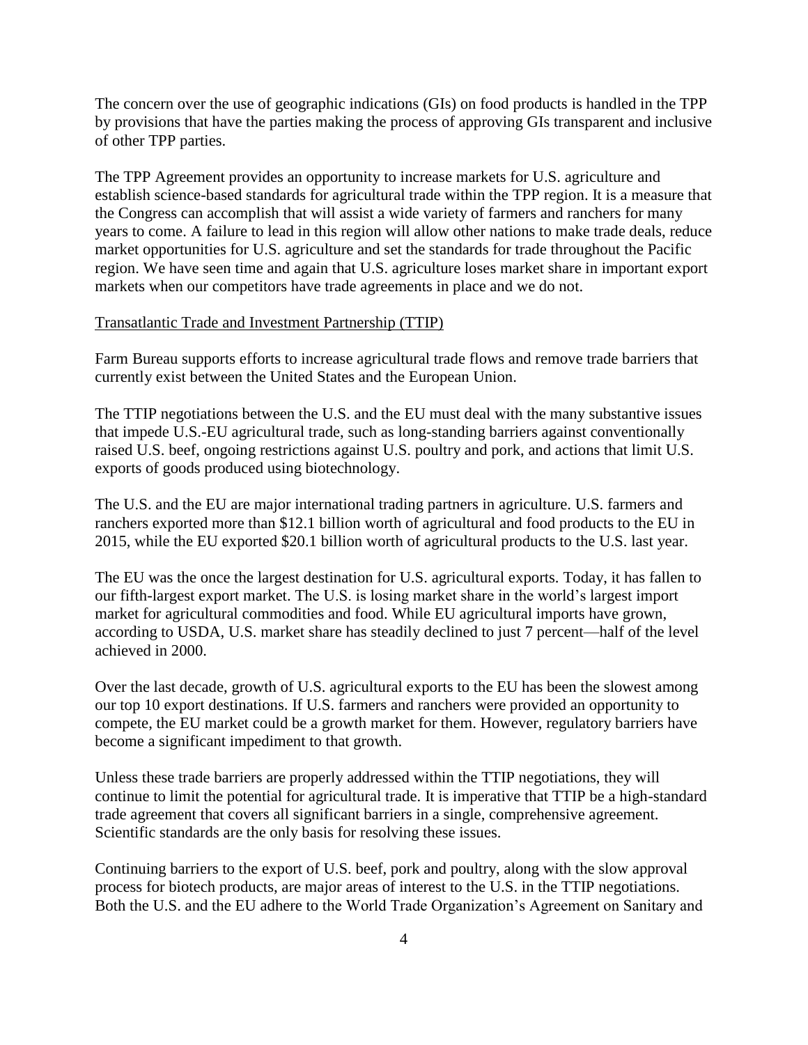The concern over the use of geographic indications (GIs) on food products is handled in the TPP by provisions that have the parties making the process of approving GIs transparent and inclusive of other TPP parties.

The TPP Agreement provides an opportunity to increase markets for U.S. agriculture and establish science-based standards for agricultural trade within the TPP region. It is a measure that the Congress can accomplish that will assist a wide variety of farmers and ranchers for many years to come. A failure to lead in this region will allow other nations to make trade deals, reduce market opportunities for U.S. agriculture and set the standards for trade throughout the Pacific region. We have seen time and again that U.S. agriculture loses market share in important export markets when our competitors have trade agreements in place and we do not.

### Transatlantic Trade and Investment Partnership (TTIP)

Farm Bureau supports efforts to increase agricultural trade flows and remove trade barriers that currently exist between the United States and the European Union.

The TTIP negotiations between the U.S. and the EU must deal with the many substantive issues that impede U.S.-EU agricultural trade, such as long-standing barriers against conventionally raised U.S. beef, ongoing restrictions against U.S. poultry and pork, and actions that limit U.S. exports of goods produced using biotechnology.

The U.S. and the EU are major international trading partners in agriculture. U.S. farmers and ranchers exported more than $12.1 billion worth of agricultural and food products to the EU in 2015, while the EU exported $20.1 billion worth of agricultural products to the U.S. last year.

The EU was the once the largest destination for U.S. agricultural exports. Today, it has fallen to our fifth-largest export market. The U.S. is losing market share in the world's largest import market for agricultural commodities and food. While EU agricultural imports have grown, according to USDA, U.S. market share has steadily declined to just 7 percent—half of the level achieved in 2000.

Over the last decade, growth of U.S. agricultural exports to the EU has been the slowest among our top 10 export destinations. If U.S. farmers and ranchers were provided an opportunity to compete, the EU market could be a growth market for them. However, regulatory barriers have become a significant impediment to that growth.

Unless these trade barriers are properly addressed within the TTIP negotiations, they will continue to limit the potential for agricultural trade. It is imperative that TTIP be a high-standard trade agreement that covers all significant barriers in a single, comprehensive agreement. Scientific standards are the only basis for resolving these issues.

Continuing barriers to the export of U.S. beef, pork and poultry, along with the slow approval process for biotech products, are major areas of interest to the U.S. in the TTIP negotiations. Both the U.S. and the EU adhere to the World Trade Organization's Agreement on Sanitary and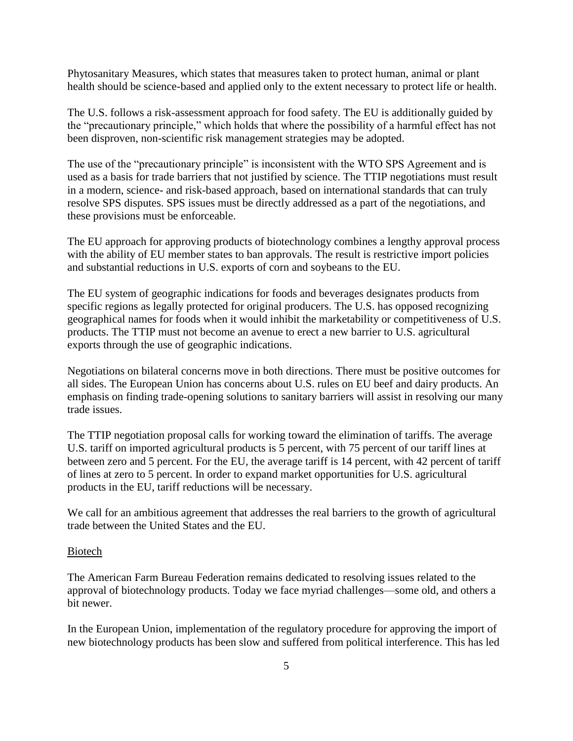Phytosanitary Measures, which states that measures taken to protect human, animal or plant health should be science-based and applied only to the extent necessary to protect life or health.

The U.S. follows a risk-assessment approach for food safety. The EU is additionally guided by the "precautionary principle," which holds that where the possibility of a harmful effect has not been disproven, non-scientific risk management strategies may be adopted.

The use of the "precautionary principle" is inconsistent with the WTO SPS Agreement and is used as a basis for trade barriers that not justified by science. The TTIP negotiations must result in a modern, science- and risk-based approach, based on international standards that can truly resolve SPS disputes. SPS issues must be directly addressed as a part of the negotiations, and these provisions must be enforceable.

The EU approach for approving products of biotechnology combines a lengthy approval process with the ability of EU member states to ban approvals. The result is restrictive import policies and substantial reductions in U.S. exports of corn and soybeans to the EU.

The EU system of geographic indications for foods and beverages designates products from specific regions as legally protected for original producers. The U.S. has opposed recognizing geographical names for foods when it would inhibit the marketability or competitiveness of U.S. products. The TTIP must not become an avenue to erect a new barrier to U.S. agricultural exports through the use of geographic indications.

Negotiations on bilateral concerns move in both directions. There must be positive outcomes for all sides. The European Union has concerns about U.S. rules on EU beef and dairy products. An emphasis on finding trade-opening solutions to sanitary barriers will assist in resolving our many trade issues.

The TTIP negotiation proposal calls for working toward the elimination of tariffs. The average U.S. tariff on imported agricultural products is 5 percent, with 75 percent of our tariff lines at between zero and 5 percent. For the EU, the average tariff is 14 percent, with 42 percent of tariff of lines at zero to 5 percent. In order to expand market opportunities for U.S. agricultural products in the EU, tariff reductions will be necessary.

We call for an ambitious agreement that addresses the real barriers to the growth of agricultural trade between the United States and the EU.

<u>Biotech</u>

The American Farm Bureau Federation remains dedicated to resolving issues related to the approval of biotechnology products. Today we face myriad challenges—some old, and others a bit newer.

In the European Union, implementation of the regulatory procedure for approving the import of new biotechnology products has been slow and suffered from political interference. This has led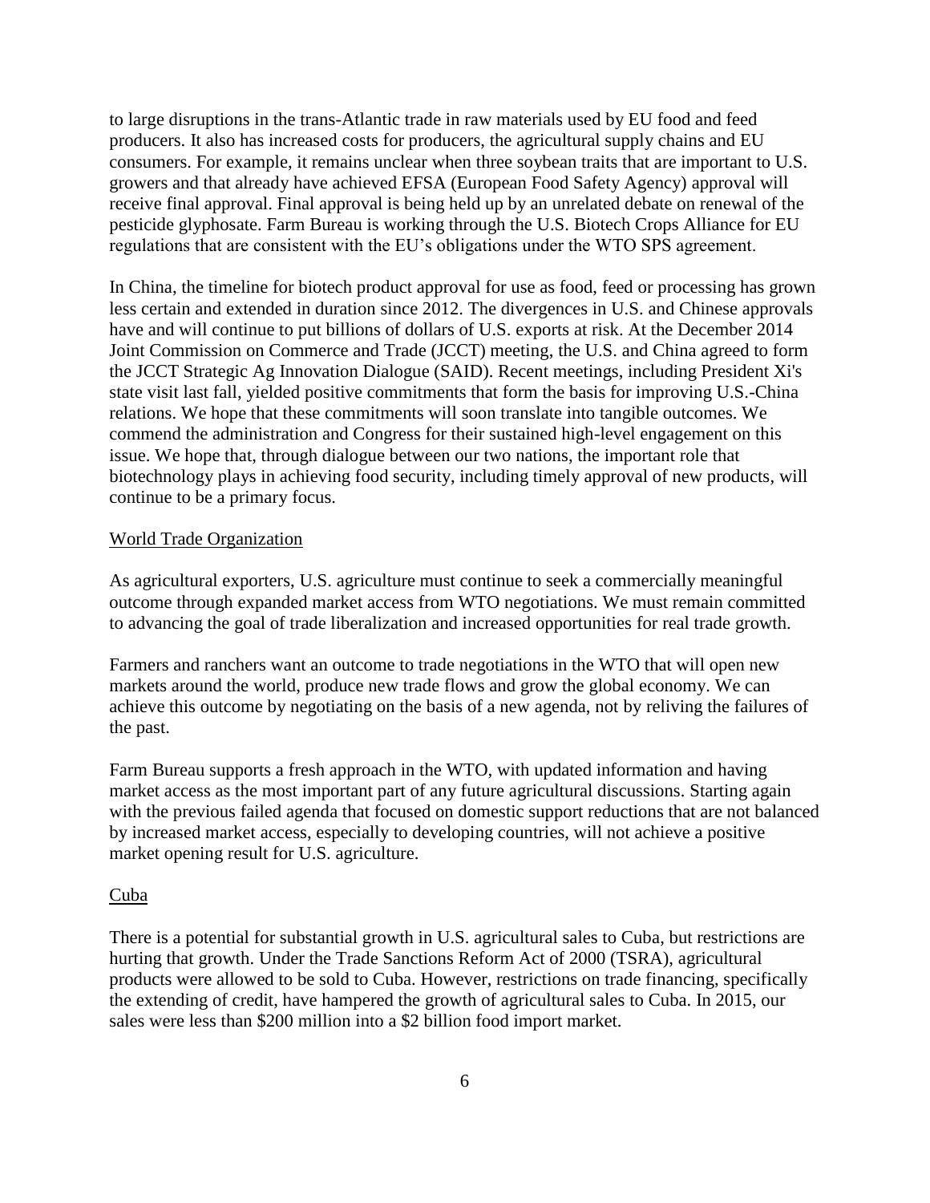to large disruptions in the trans-Atlantic trade in raw materials used by EU food and feed producers. It also has increased costs for producers, the agricultural supply chains and EU consumers. For example, it remains unclear when three soybean traits that are important to U.S. growers and that already have achieved EFSA (European Food Safety Agency) approval will receive final approval. Final approval is being held up by an unrelated debate on renewal of the pesticide glyphosate. Farm Bureau is working through the U.S. Biotech Crops Alliance for EU regulations that are consistent with the EU's obligations under the WTO SPS agreement.

In China, the timeline for biotech product approval for use as food, feed or processing has grown less certain and extended in duration since 2012. The divergences in U.S. and Chinese approvals have and will continue to put billions of dollars of U.S. exports at risk. At the December 2014 Joint Commission on Commerce and Trade (JCCT) meeting, the U.S. and China agreed to form the JCCT Strategic Ag Innovation Dialogue (SAID). Recent meetings, including President Xi's state visit last fall, yielded positive commitments that form the basis for improving U.S.-China relations. We hope that these commitments will soon translate into tangible outcomes. We commend the administration and Congress for their sustained high-level engagement on this issue. We hope that, through dialogue between our two nations, the important role that biotechnology plays in achieving food security, including timely approval of new products, will continue to be a primary focus.

## World Trade Organization

As agricultural exporters, U.S. agriculture must continue to seek a commercially meaningful outcome through expanded market access from WTO negotiations. We must remain committed to advancing the goal of trade liberalization and increased opportunities for real trade growth.

Farmers and ranchers want an outcome to trade negotiations in the WTO that will open new markets around the world, produce new trade flows and grow the global economy. We can achieve this outcome by negotiating on the basis of a new agenda, not by reliving the failures of the past.

Farm Bureau supports a fresh approach in the WTO, with updated information and having market access as the most important part of any future agricultural discussions. Starting again with the previous failed agenda that focused on domestic support reductions that are not balanced by increased market access, especially to developing countries, will not achieve a positive market opening result for U.S. agriculture.

## Cuba

There is a potential for substantial growth in U.S. agricultural sales to Cuba, but restrictions are hurting that growth. Under the Trade Sanctions Reform Act of 2000 (TSRA), agricultural products were allowed to be sold to Cuba. However, restrictions on trade financing, specifically the extending of credit, have hampered the growth of agricultural sales to Cuba. In 2015, our sales were less than $200 million into a $2 billion food import market.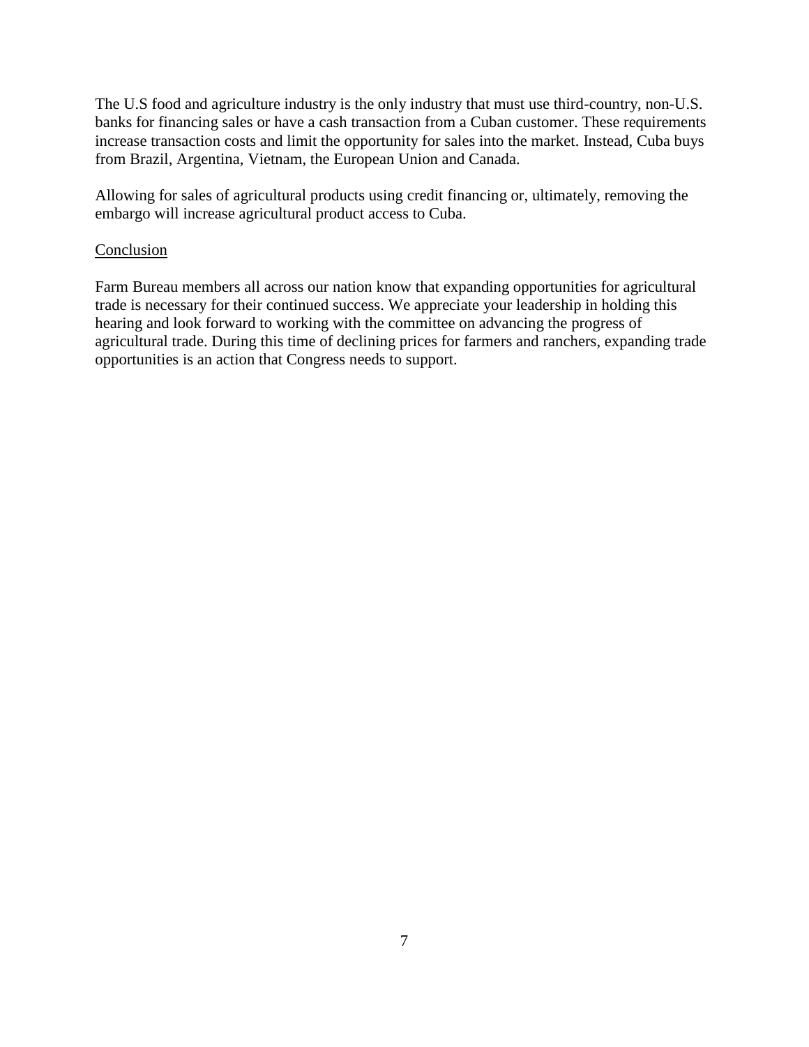The U.S food and agriculture industry is the only industry that must use third-country, non-U.S. banks for financing sales or have a cash transaction from a Cuban customer. These requirements increase transaction costs and limit the opportunity for sales into the market. Instead, Cuba buys from Brazil, Argentina, Vietnam, the European Union and Canada.

Allowing for sales of agricultural products using credit financing or, ultimately, removing the embargo will increase agricultural product access to Cuba.

## Conclusion

Farm Bureau members all across our nation know that expanding opportunities for agricultural trade is necessary for their continued success. We appreciate your leadership in holding this hearing and look forward to working with the committee on advancing the progress of agricultural trade. During this time of declining prices for farmers and ranchers, expanding trade opportunities is an action that Congress needs to support.